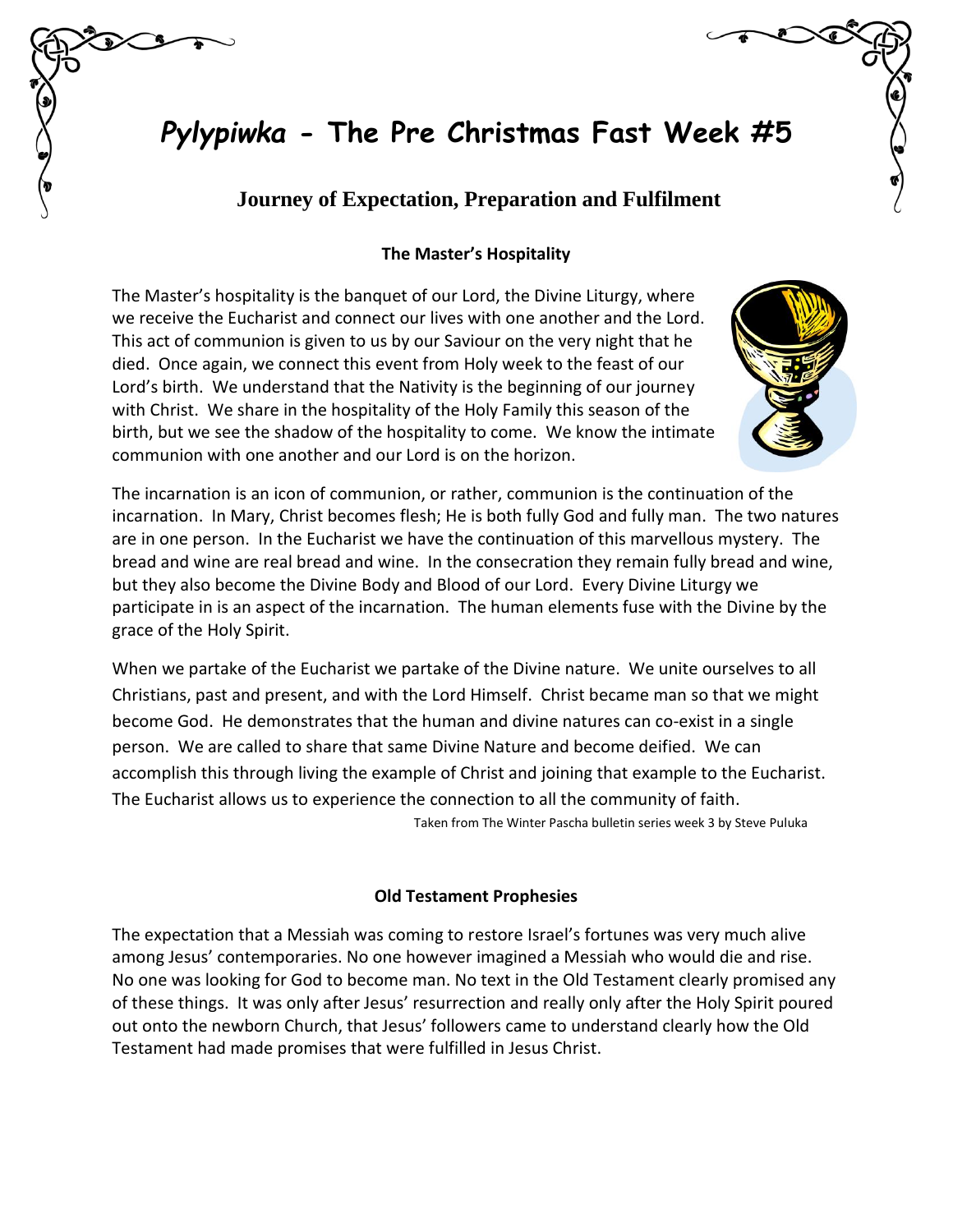# *Pylypiwka* - The Pre Christmas Fast Week #5

## Journey of Expectation, Preparation and Fulfilment

### The Master's Hospitality

The Master's hospitality is the banquet of our Lord, the Divine Liturgy, where we receive the Eucharist and connect our lives with one another and the Lord. This act of communion is given to us by our Saviour on the very night that he died. Once again, we connect this event from Holy week to the feast of our Lord's birth. We understand that the Nativity is the beginning of our journey with Christ. We share in the hospitality of the Holy Family this season of the birth, but we see the shadow of the hospitality to come. We know the intimate communion with one another and our Lord is on the horizon.

The incarnation is an icon of communion, or rather, communion is the continuation of the incarnation. In Mary, Christ becomes flesh; He is both fully God and fully man. The two natures are in one person. In the Eucharist we have the continuation of this marvellous mystery. The bread and wine are real bread and wine. In the consecration they remain fully bread and wine, but they also become the Divine Body and Blood of our Lord. Every Divine Liturgy we participate in is an aspect of the incarnation. The human elements fuse with the Divine by the grace of the Holy Spirit.

When we partake of the Eucharist we partake of the Divine nature. We unite ourselves to all Christians, past and present, and with the Lord Himself. Christ became man so that we might become God. He demonstrates that the human and divine natures can co-exist in a single person. We are called to share that same Divine Nature and become deified. We can accomplish this through living the example of Christ and joining that example to the Eucharist. The Eucharist allows us to experience the connection to all the community of faith.

Taken from The Winter Pascha bulletin series week 3 by Steve Puluka

### Old Testament Prophesies

The expectation that a Messiah was coming to restore Israel's fortunes was very much alive among Jesus' contemporaries. No one however imagined a Messiah who would die and rise. No one was looking for God to become man. No text in the Old Testament clearly promised any of these things. It was only after Jesus' resurrection and really only after the Holy Spirit poured out onto the newborn Church, that Jesus' followers came to understand clearly how the Old Testament had made promises that were fulfilled in Jesus Christ.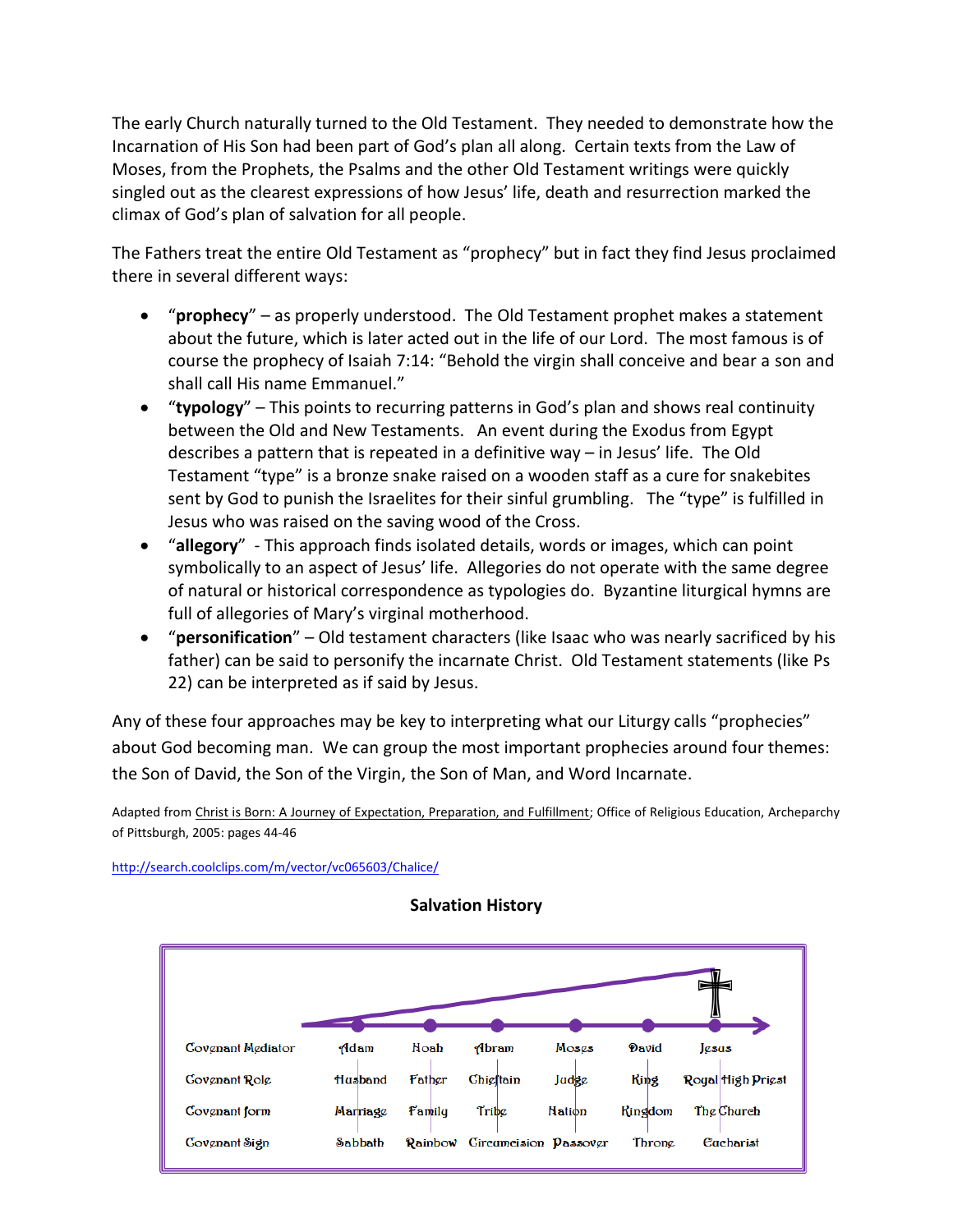The early Church naturally turned to the Old Testament. They needed to demonstrate how the Incarnation of His Son had been part of God's plan all along. Certain texts from the Law of Moses, from the Prophets, the Psalms and the other Old Testament writings were quickly singled out as the clearest expressions of how Jesus' life, death and resurrection marked the climax of God's plan of salvation for all people.

The Fathers treat the entire Old Testament as "prophecy" but in fact they find Jesus proclaimed there in several different ways:

- "**prophecy**" – as properly understood. The Old Testament prophet makes a statement about the future, which is later acted out in the life of our Lord. The most famous is of course the prophecy of Isaiah 7:14: "Behold the virgin shall conceive and bear a son and shall call His name Emmanuel."
- "**typology**" – This points to recurring patterns in God's plan and shows real continuity between the Old and New Testaments. An event during the Exodus from Egypt describes a pattern that is repeated in a definitive way – in Jesus' life. The Old Testament "type" is a bronze snake raised on a wooden staff as a cure for snakebites sent by God to punish the Israelites for their sinful grumbling. The "type" is fulfilled in Jesus who was raised on the saving wood of the Cross.
- "**allegory**" - This approach finds isolated details, words or images, which can point symbolically to an aspect of Jesus' life. Allegories do not operate with the same degree of natural or historical correspondence as typologies do. Byzantine liturgical hymns are full of allegories of Mary's virginal motherhood.
- "**personification**" – Old testament characters (like Isaac who was nearly sacrificed by his father) can be said to personify the incarnate Christ. Old Testament statements (like Ps 22) can be interpreted as if said by Jesus.

Any of these four approaches may be key to interpreting what our Liturgy calls "prophecies" about God becoming man. We can group the most important prophecies around four themes: the Son of David, the Son of the Virgin, the Son of Man, and Word Incarnate.

Adapted from Christ is Born: A Journey of Expectation, Preparation, and Fulfillment; Office of Religious Education, Archeparchy of Pittsburgh, 2005: pages 44-46

http://search.coolclips.com/m/vector/vc065603/Chalice/

**Salvation History**

| | | | | | | |
|---|---|---|---|---|---|---|
| Covenant Mediator | Adam | Noah | Abram | Moses | David | Jesus |
| Covenant Role | Husband | Father | Chieftain | Judge | King | Royal High Priest |
| Covenant form | Marriage | Family | Tribe | Nation | Kingdom | The Church |
| Covenant Sign | Sabbath | Rainbow | Circumcision | Passover | Throne | Eucharist |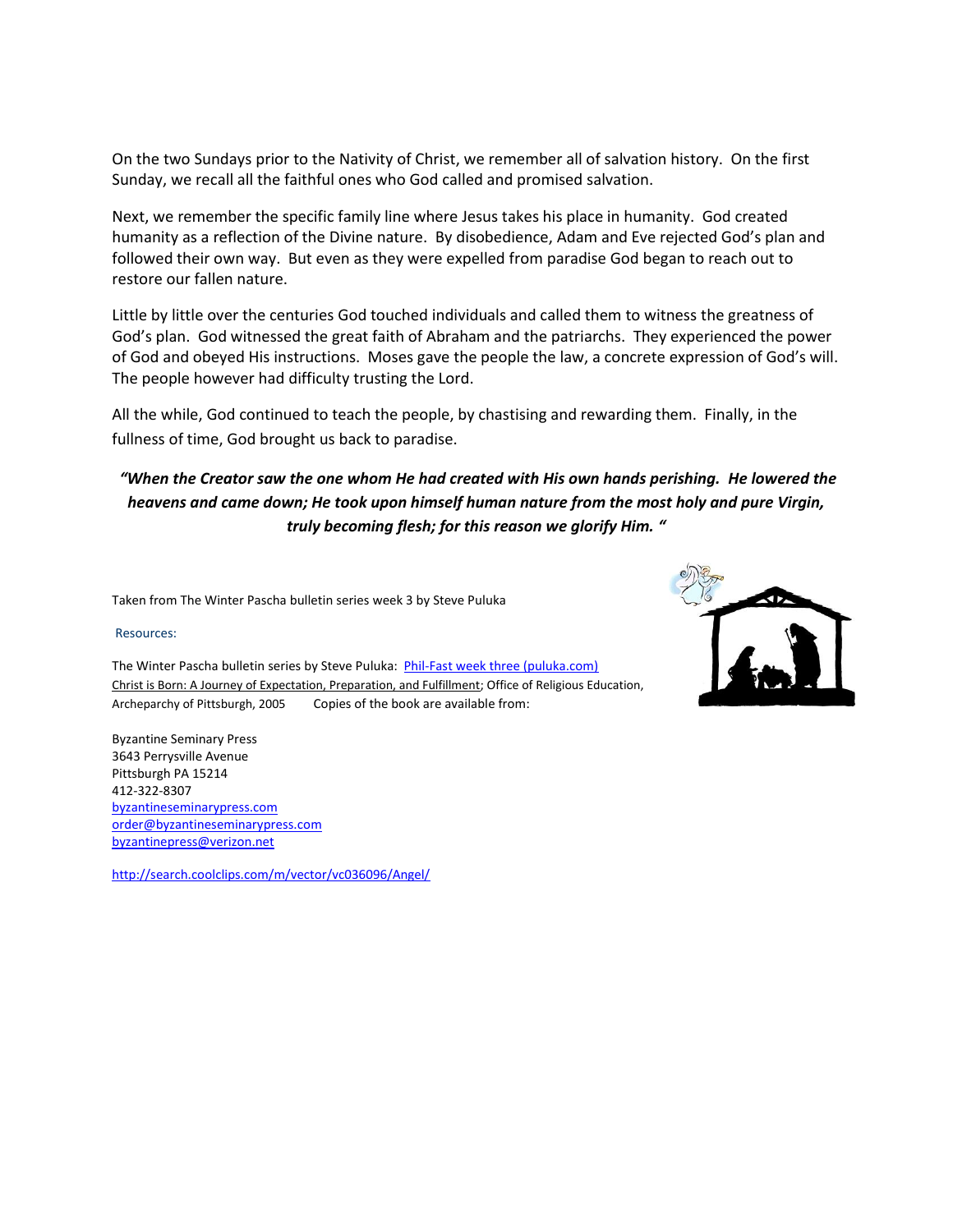On the two Sundays prior to the Nativity of Christ, we remember all of salvation history. On the first Sunday, we recall all the faithful ones who God called and promised salvation.

Next, we remember the specific family line where Jesus takes his place in humanity. God created humanity as a reflection of the Divine nature. By disobedience, Adam and Eve rejected God's plan and followed their own way. But even as they were expelled from paradise God began to reach out to restore our fallen nature.

Little by little over the centuries God touched individuals and called them to witness the greatness of God's plan. God witnessed the great faith of Abraham and the patriarchs. They experienced the power of God and obeyed His instructions. Moses gave the people the law, a concrete expression of God's will. The people however had difficulty trusting the Lord.

All the while, God continued to teach the people, by chastising and rewarding them. Finally, in the fullness of time, God brought us back to paradise.

***"When the Creator saw the one whom He had created with His own hands perishing. He lowered the heavens and came down; He took upon himself human nature from the most holy and pure Virgin, truly becoming flesh; for this reason we glorify Him. "***

Taken from The Winter Pascha bulletin series week 3 by Steve Puluka

Resources:

The Winter Pascha bulletin series by Steve Puluka: Phil-Fast week three (puluka.com)
Christ is Born: A Journey of Expectation, Preparation, and Fulfillment; Office of Religious Education, Archeparchy of Pittsburgh, 2005 Copies of the book are available from:

Byzantine Seminary Press
3643 Perrysville Avenue
Pittsburgh PA 15214
412-322-8307
byzantineseminarypress.com
order@byzantineseminarypress.com
byzantinepress@verizon.net

http://search.coolclips.com/m/vector/vc036096/Angel/